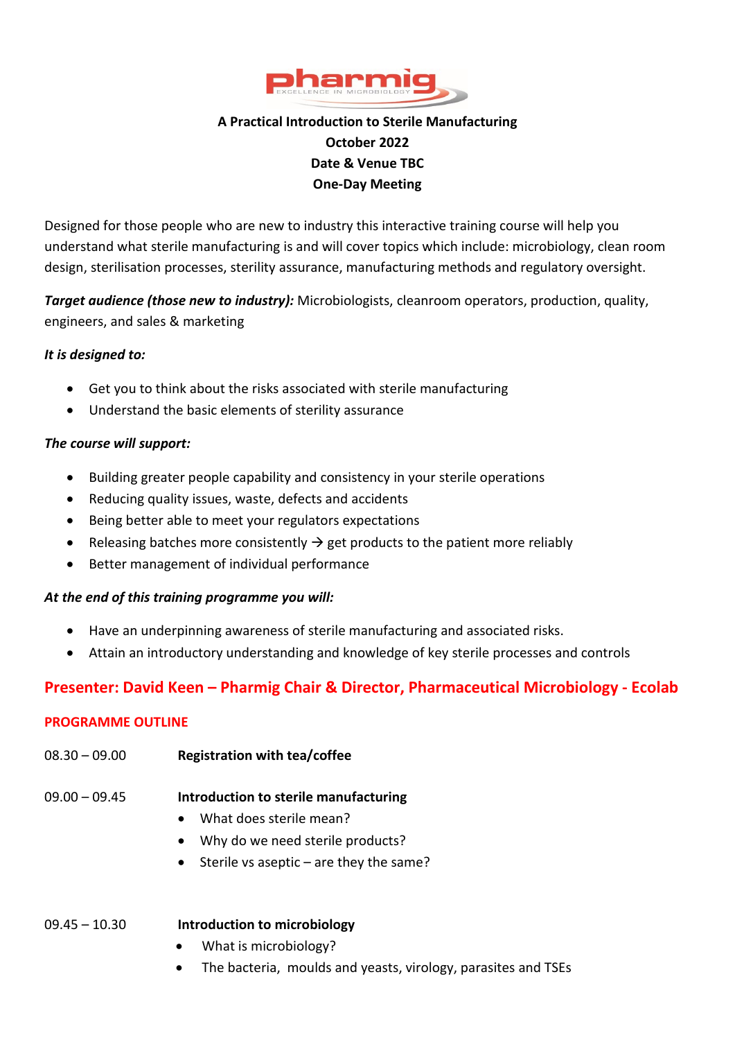# A Practical Introduction to Sterile Manufacturing

**October 2022**

**Date & Venue TBC**

**One-Day Meeting**

Designed for those people who are new to industry this interactive training course will help you understand what sterile manufacturing is and will cover topics which include: microbiology, clean room design, sterilisation processes, sterility assurance, manufacturing methods and regulatory oversight.

***Target audience (those new to industry):*** Microbiologists, cleanroom operators, production, quality, engineers, and sales & marketing

***It is designed to:***

- Get you to think about the risks associated with sterile manufacturing
- Understand the basic elements of sterility assurance

***The course will support:***

- Building greater people capability and consistency in your sterile operations
- Reducing quality issues, waste, defects and accidents
- Being better able to meet your regulators expectations
- Releasing batches more consistently → get products to the patient more reliably
- Better management of individual performance

***At the end of this training programme you will:***

- Have an underpinning awareness of sterile manufacturing and associated risks.
- Attain an introductory understanding and knowledge of key sterile processes and controls

## Presenter: David Keen – Pharmig Chair & Director, Pharmaceutical Microbiology - Ecolab

### PROGRAMME OUTLINE

08.30 – 09.00 **Registration with tea/coffee**

09.00 – 09.45 **Introduction to sterile manufacturing**

- What does sterile mean?
- Why do we need sterile products?
- Sterile vs aseptic – are they the same?

09.45 – 10.30 **Introduction to microbiology**

- What is microbiology?
- The bacteria, moulds and yeasts, virology, parasites and TSEs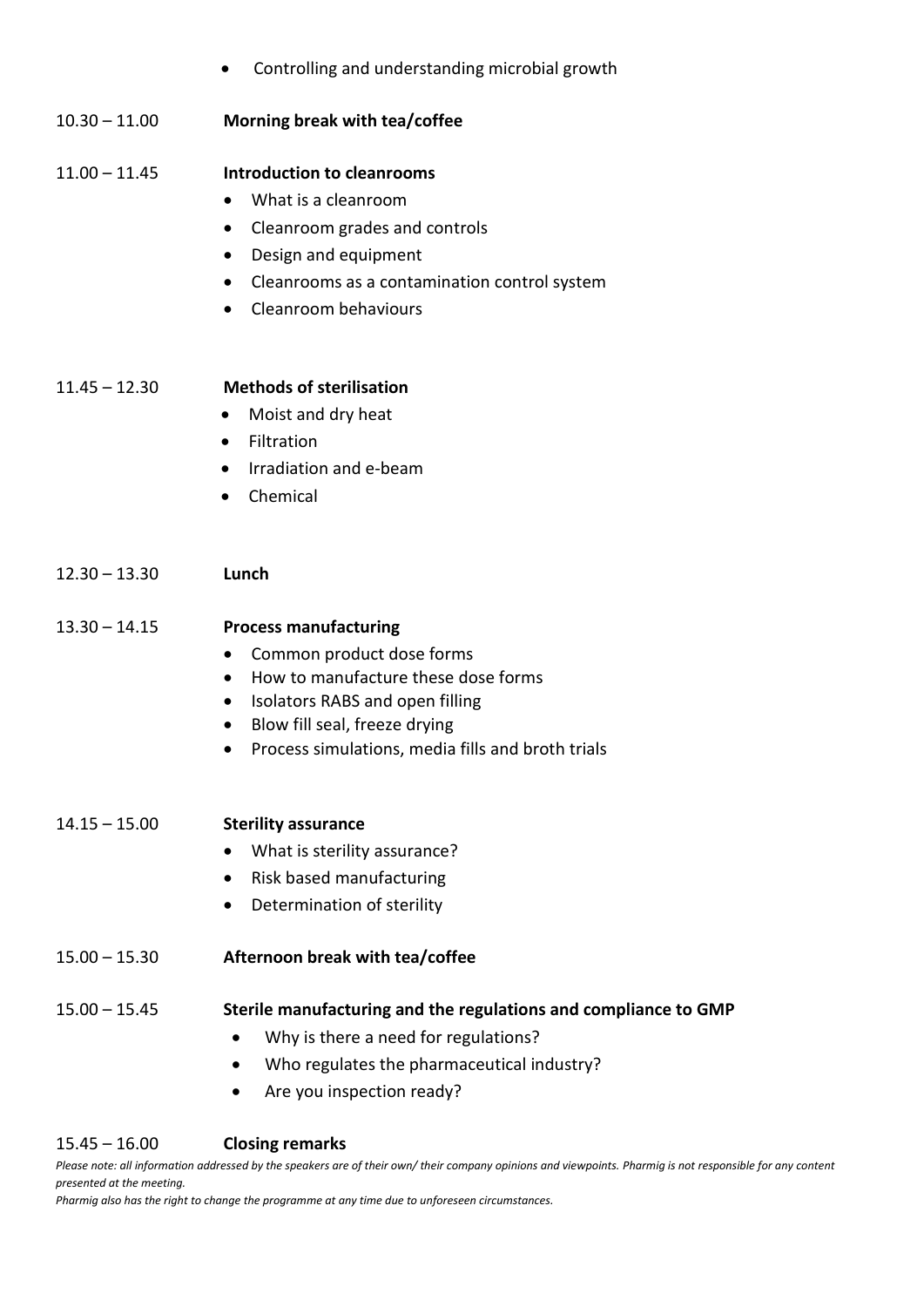- Controlling and understanding microbial growth

10.30 – 11.00 **Morning break with tea/coffee**

11.00 – 11.45 **Introduction to cleanrooms**

- What is a cleanroom
- Cleanroom grades and controls
- Design and equipment
- Cleanrooms as a contamination control system
- Cleanroom behaviours

11.45 – 12.30 **Methods of sterilisation**

- Moist and dry heat
- Filtration
- Irradiation and e-beam
- Chemical

12.30 – 13.30 **Lunch**

13.30 – 14.15 **Process manufacturing**

- Common product dose forms
- How to manufacture these dose forms
- Isolators RABS and open filling
- Blow fill seal, freeze drying
- Process simulations, media fills and broth trials

14.15 – 15.00 **Sterility assurance**

- What is sterility assurance?
- Risk based manufacturing
- Determination of sterility

15.00 – 15.30 **Afternoon break with tea/coffee**

15.00 – 15.45 **Sterile manufacturing and the regulations and compliance to GMP**

- Why is there a need for regulations?
- Who regulates the pharmaceutical industry?
- Are you inspection ready?

15.45 – 16.00 **Closing remarks**

*Please note: all information addressed by the speakers are of their own/ their company opinions and viewpoints. Pharmig is not responsible for any content presented at the meeting.*

*Pharmig also has the right to change the programme at any time due to unforeseen circumstances.*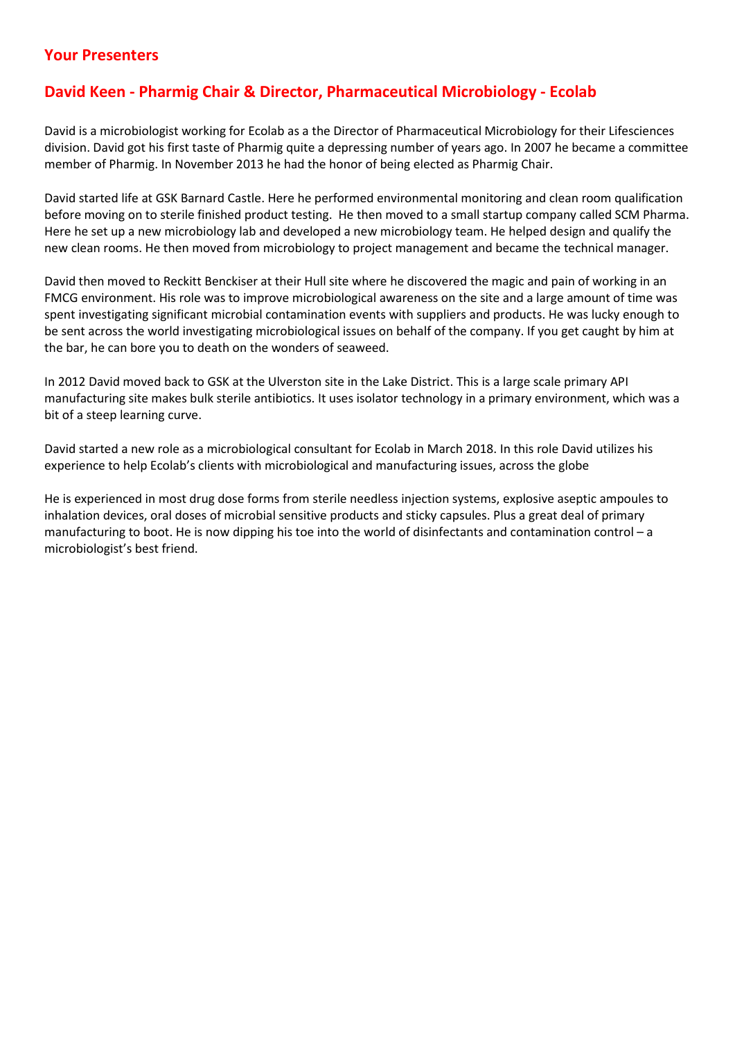## Your Presenters

## David Keen - Pharmig Chair & Director, Pharmaceutical Microbiology - Ecolab

David is a microbiologist working for Ecolab as a the Director of Pharmaceutical Microbiology for their Lifesciences division. David got his first taste of Pharmig quite a depressing number of years ago. In 2007 he became a committee member of Pharmig. In November 2013 he had the honor of being elected as Pharmig Chair.

David started life at GSK Barnard Castle. Here he performed environmental monitoring and clean room qualification before moving on to sterile finished product testing. He then moved to a small startup company called SCM Pharma. Here he set up a new microbiology lab and developed a new microbiology team. He helped design and qualify the new clean rooms. He then moved from microbiology to project management and became the technical manager.

David then moved to Reckitt Benckiser at their Hull site where he discovered the magic and pain of working in an FMCG environment. His role was to improve microbiological awareness on the site and a large amount of time was spent investigating significant microbial contamination events with suppliers and products. He was lucky enough to be sent across the world investigating microbiological issues on behalf of the company. If you get caught by him at the bar, he can bore you to death on the wonders of seaweed.

In 2012 David moved back to GSK at the Ulverston site in the Lake District. This is a large scale primary API manufacturing site makes bulk sterile antibiotics. It uses isolator technology in a primary environment, which was a bit of a steep learning curve.

David started a new role as a microbiological consultant for Ecolab in March 2018. In this role David utilizes his experience to help Ecolab's clients with microbiological and manufacturing issues, across the globe

He is experienced in most drug dose forms from sterile needless injection systems, explosive aseptic ampoules to inhalation devices, oral doses of microbial sensitive products and sticky capsules. Plus a great deal of primary manufacturing to boot. He is now dipping his toe into the world of disinfectants and contamination control – a microbiologist's best friend.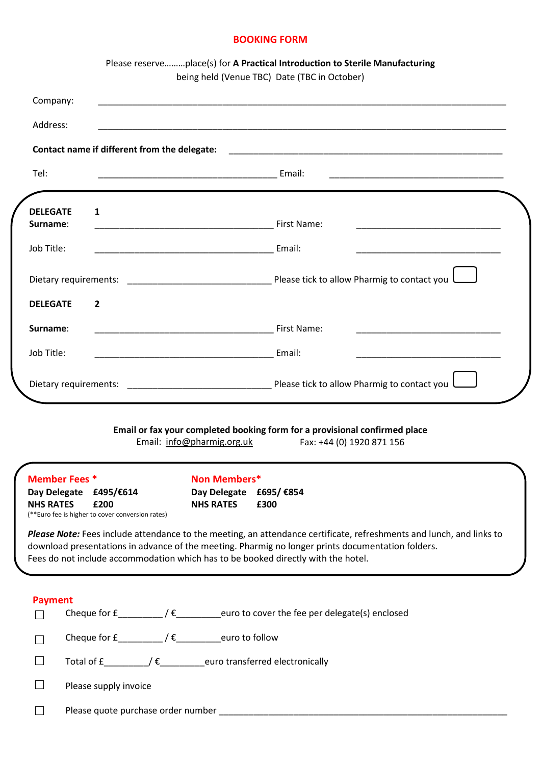# BOOKING FORM

Please reserve………place(s) for **A Practical Introduction to Sterile Manufacturing** being held (Venue TBC) Date (TBC in October)

Company: ___________________________________________________________________________

Address: ___________________________________________________________________________

**Contact name if different from the delegate:** ______________________________________________

Tel: ____________________________________ Email: ____________________________________

**DELEGATE 1**

**Surname**: ____________________________________ First Name: ______________________________

Job Title: ____________________________________ Email: ______________________________

Dietary requirements: _____________________________ Please tick to allow Pharmig to contact you ☐

**DELEGATE 2**

**Surname**: ____________________________________ First Name: ______________________________

Job Title: ____________________________________ Email: ______________________________

Dietary requirements: _____________________________ Please tick to allow Pharmig to contact you ☐

**Email or fax your completed booking form for a provisional confirmed place**

Email: info@pharmig.org.uk Fax: +44 (0) 1920 871 156

**Member Fees ***

**Day Delegate £495/€614**

**NHS RATES £200**

(**Euro fee is higher to cover conversion rates)

**Non Members***

**Day Delegate £695/ €854**

**NHS RATES £300**

***Please Note:*** Fees include attendance to the meeting, an attendance certificate, refreshments and lunch, and links to download presentations in advance of the meeting. Pharmig no longer prints documentation folders. Fees do not include accommodation which has to be booked directly with the hotel.

## Payment

☐ Cheque for £_________ / €_________euro to cover the fee per delegate(s) enclosed

☐ Cheque for £_________ / €_________euro to follow

☐ Total of £_________/ €_________euro transferred electronically

☐ Please supply invoice

☐ Please quote purchase order number ___________________________________________________________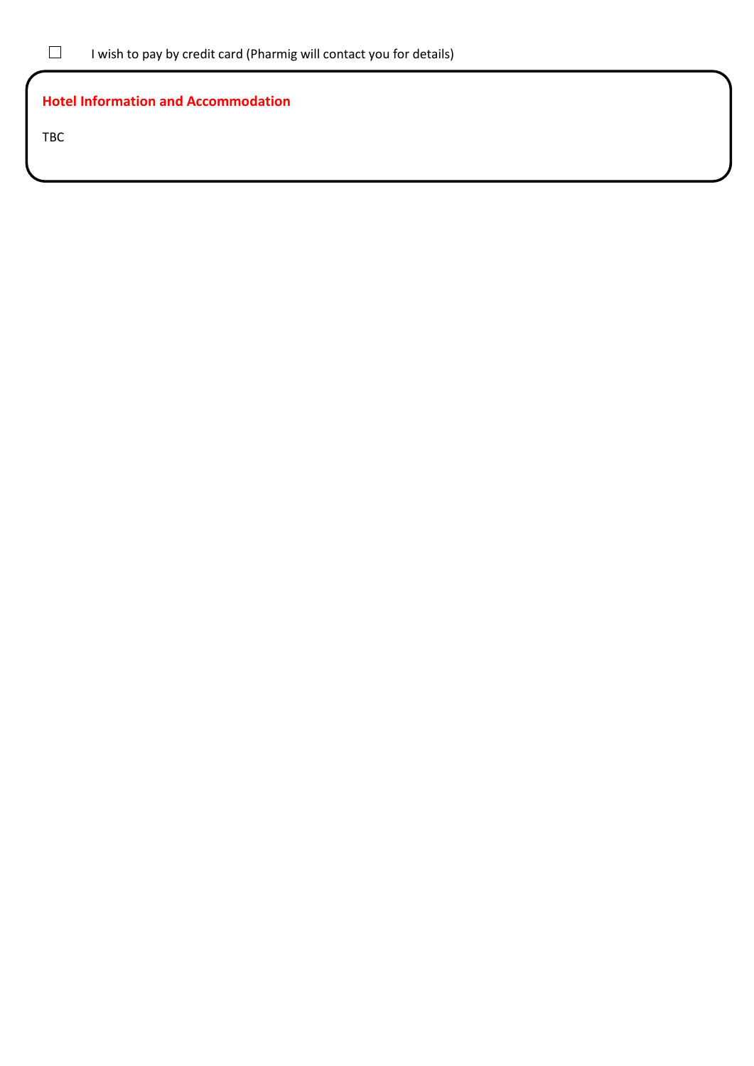☐ I wish to pay by credit card (Pharmig will contact you for details)

## Hotel Information and Accommodation

TBC